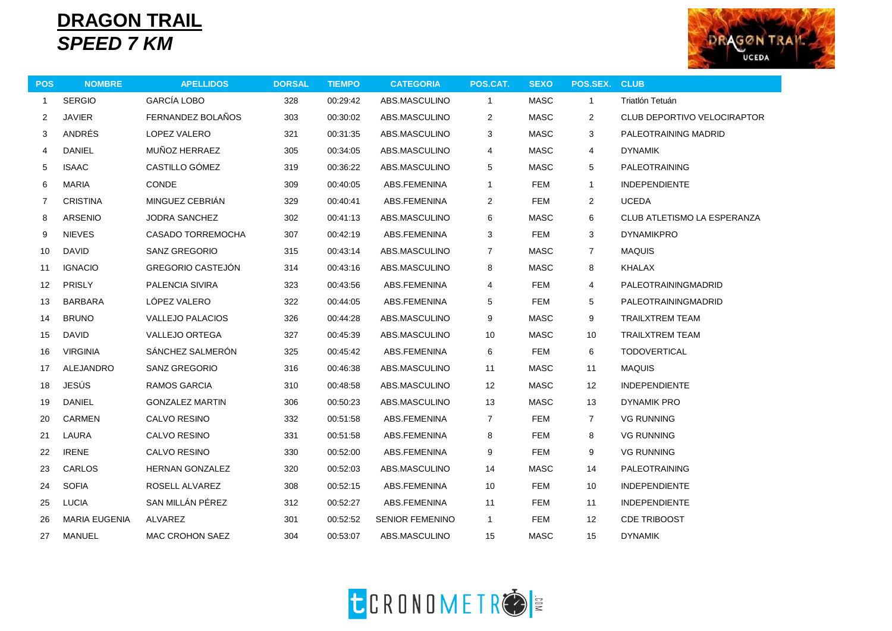# DRAGON TRAIL

## *SPEED 7 KM*

| POS | NOMBRE | APELLIDOS | DORSAL | TIEMPO | CATEGORIA | POS.CAT. | SEXO | POS.SEX. | CLUB |
|---|---|---|---|---|---|---|---|---|---|
| 1 | SERGIO | GARCÍA LOBO | 328 | 00:29:42 | ABS.MASCULINO | 1 | MASC | 1 | Triatlón Tetuán |
| 2 | JAVIER | FERNANDEZ BOLAÑOS | 303 | 00:30:02 | ABS.MASCULINO | 2 | MASC | 2 | CLUB DEPORTIVO VELOCIRAPTOR |
| 3 | ANDRÉS | LOPEZ VALERO | 321 | 00:31:35 | ABS.MASCULINO | 3 | MASC | 3 | PALEOTRAINING MADRID |
| 4 | DANIEL | MUÑOZ HERRAEZ | 305 | 00:34:05 | ABS.MASCULINO | 4 | MASC | 4 | DYNAMIK |
| 5 | ISAAC | CASTILLO GÓMEZ | 319 | 00:36:22 | ABS.MASCULINO | 5 | MASC | 5 | PALEOTRAINING |
| 6 | MARIA | CONDE | 309 | 00:40:05 | ABS.FEMENINA | 1 | FEM | 1 | INDEPENDIENTE |
| 7 | CRISTINA | MINGUEZ CEBRIÁN | 329 | 00:40:41 | ABS.FEMENINA | 2 | FEM | 2 | UCEDA |
| 8 | ARSENIO | JODRA SANCHEZ | 302 | 00:41:13 | ABS.MASCULINO | 6 | MASC | 6 | CLUB ATLETISMO LA ESPERANZA |
| 9 | NIEVES | CASADO TORREMOCHA | 307 | 00:42:19 | ABS.FEMENINA | 3 | FEM | 3 | DYNAMIKPRO |
| 10 | DAVID | SANZ GREGORIO | 315 | 00:43:14 | ABS.MASCULINO | 7 | MASC | 7 | MAQUIS |
| 11 | IGNACIO | GREGORIO CASTEJÓN | 314 | 00:43:16 | ABS.MASCULINO | 8 | MASC | 8 | KHALAX |
| 12 | PRISLY | PALENCIA SIVIRA | 323 | 00:43:56 | ABS.FEMENINA | 4 | FEM | 4 | PALEOTRAININGMADRID |
| 13 | BARBARA | LÓPEZ VALERO | 322 | 00:44:05 | ABS.FEMENINA | 5 | FEM | 5 | PALEOTRAININGMADRID |
| 14 | BRUNO | VALLEJO PALACIOS | 326 | 00:44:28 | ABS.MASCULINO | 9 | MASC | 9 | TRAILXTREM TEAM |
| 15 | DAVID | VALLEJO ORTEGA | 327 | 00:45:39 | ABS.MASCULINO | 10 | MASC | 10 | TRAILXTREM TEAM |
| 16 | VIRGINIA | SÁNCHEZ SALMERÓN | 325 | 00:45:42 | ABS.FEMENINA | 6 | FEM | 6 | TODOVERTICAL |
| 17 | ALEJANDRO | SANZ GREGORIO | 316 | 00:46:38 | ABS.MASCULINO | 11 | MASC | 11 | MAQUIS |
| 18 | JESÚS | RAMOS GARCIA | 310 | 00:48:58 | ABS.MASCULINO | 12 | MASC | 12 | INDEPENDIENTE |
| 19 | DANIEL | GONZALEZ MARTIN | 306 | 00:50:23 | ABS.MASCULINO | 13 | MASC | 13 | DYNAMIK PRO |
| 20 | CARMEN | CALVO RESINO | 332 | 00:51:58 | ABS.FEMENINA | 7 | FEM | 7 | VG RUNNING |
| 21 | LAURA | CALVO RESINO | 331 | 00:51:58 | ABS.FEMENINA | 8 | FEM | 8 | VG RUNNING |
| 22 | IRENE | CALVO RESINO | 330 | 00:52:00 | ABS.FEMENINA | 9 | FEM | 9 | VG RUNNING |
| 23 | CARLOS | HERNAN GONZALEZ | 320 | 00:52:03 | ABS.MASCULINO | 14 | MASC | 14 | PALEOTRAINING |
| 24 | SOFIA | ROSELL ALVAREZ | 308 | 00:52:15 | ABS.FEMENINA | 10 | FEM | 10 | INDEPENDIENTE |
| 25 | LUCIA | SAN MILLÁN PÉREZ | 312 | 00:52:27 | ABS.FEMENINA | 11 | FEM | 11 | INDEPENDIENTE |
| 26 | MARIA EUGENIA | ALVAREZ | 301 | 00:52:52 | SENIOR FEMENINO | 1 | FEM | 12 | CDE TRIBOOST |
| 27 | MANUEL | MAC CROHON SAEZ | 304 | 00:53:07 | ABS.MASCULINO | 15 | MASC | 15 | DYNAMIK |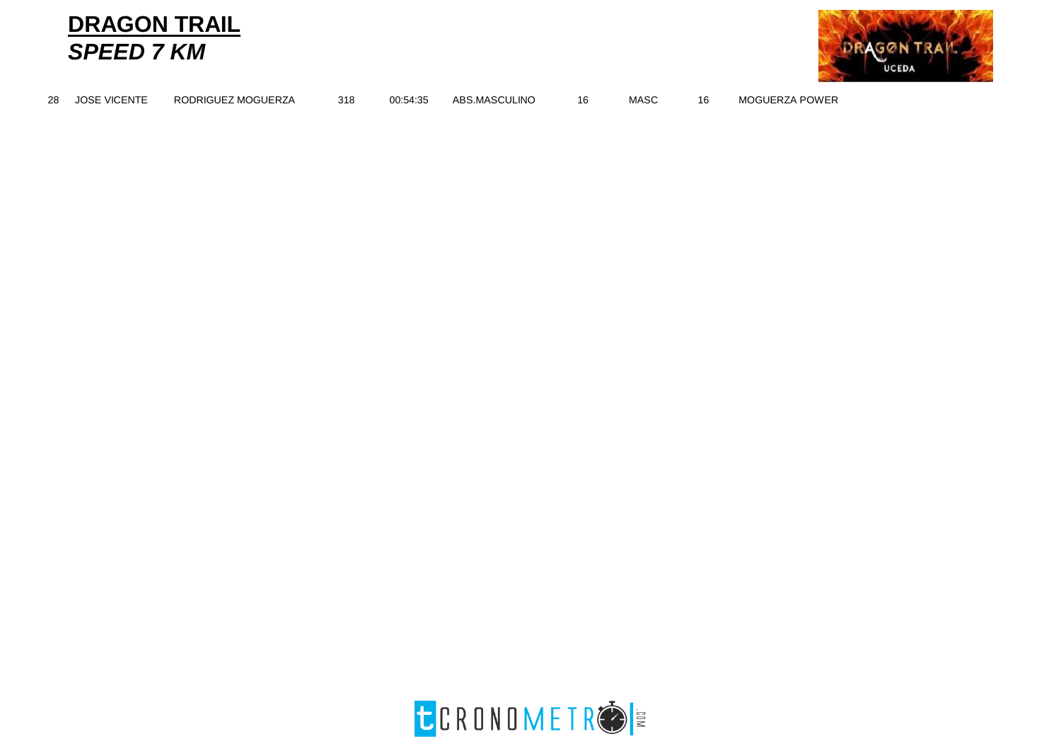# **DRAGON TRAIL**

## ***SPEED 7 KM***

| | | | | | | | | | |
|---|---|---|---|---|---|---|---|---|---|
| 28 | JOSE VICENTE | RODRIGUEZ MOGUERZA | 318 | 00:54:35 | ABS.MASCULINO | 16 | MASC | 16 | MOGUERZA POWER |